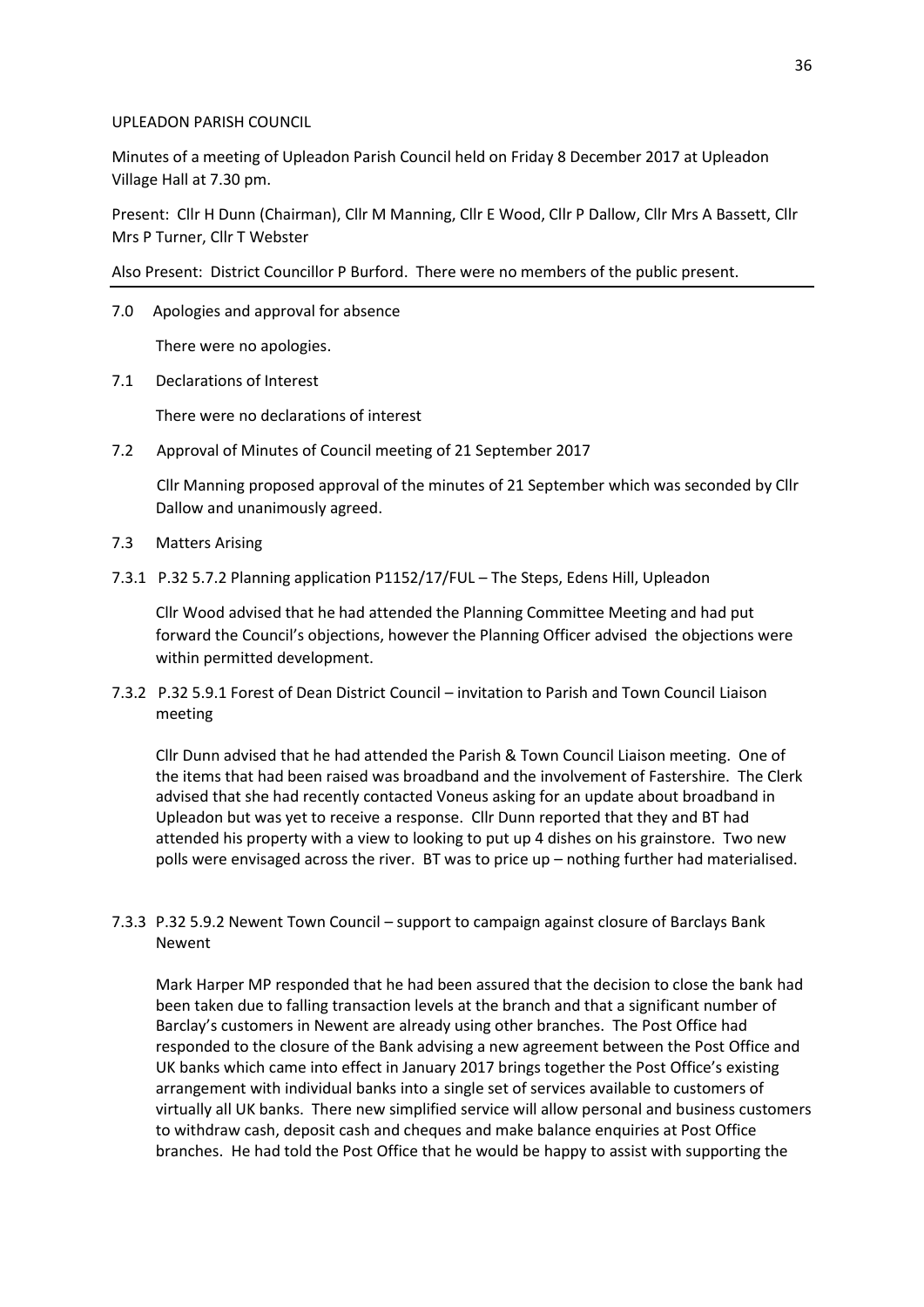UPLEADON PARISH COUNCIL

Minutes of a meeting of Upleadon Parish Council held on Friday 8 December 2017 at Upleadon Village Hall at 7.30 pm.

Present: Cllr H Dunn (Chairman), Cllr M Manning, Cllr E Wood, Cllr P Dallow, Cllr Mrs A Bassett, Cllr Mrs P Turner, Cllr T Webster

Also Present: District Councillor P Burford. There were no members of the public present.

---

7.0 Apologies and approval for absence

There were no apologies.

7.1 Declarations of Interest

There were no declarations of interest

7.2 Approval of Minutes of Council meeting of 21 September 2017

Cllr Manning proposed approval of the minutes of 21 September which was seconded by Cllr Dallow and unanimously agreed.

7.3 Matters Arising

7.3.1 P.32 5.7.2 Planning application P1152/17/FUL – The Steps, Edens Hill, Upleadon

Cllr Wood advised that he had attended the Planning Committee Meeting and had put forward the Council's objections, however the Planning Officer advised the objections were within permitted development.

7.3.2 P.32 5.9.1 Forest of Dean District Council – invitation to Parish and Town Council Liaison meeting

Cllr Dunn advised that he had attended the Parish & Town Council Liaison meeting. One of the items that had been raised was broadband and the involvement of Fastershire. The Clerk advised that she had recently contacted Voneus asking for an update about broadband in Upleadon but was yet to receive a response. Cllr Dunn reported that they and BT had attended his property with a view to looking to put up 4 dishes on his grainstore. Two new polls were envisaged across the river. BT was to price up – nothing further had materialised.

7.3.3 P.32 5.9.2 Newent Town Council – support to campaign against closure of Barclays Bank Newent

Mark Harper MP responded that he had been assured that the decision to close the bank had been taken due to falling transaction levels at the branch and that a significant number of Barclay's customers in Newent are already using other branches. The Post Office had responded to the closure of the Bank advising a new agreement between the Post Office and UK banks which came into effect in January 2017 brings together the Post Office's existing arrangement with individual banks into a single set of services available to customers of virtually all UK banks. There new simplified service will allow personal and business customers to withdraw cash, deposit cash and cheques and make balance enquiries at Post Office branches. He had told the Post Office that he would be happy to assist with supporting the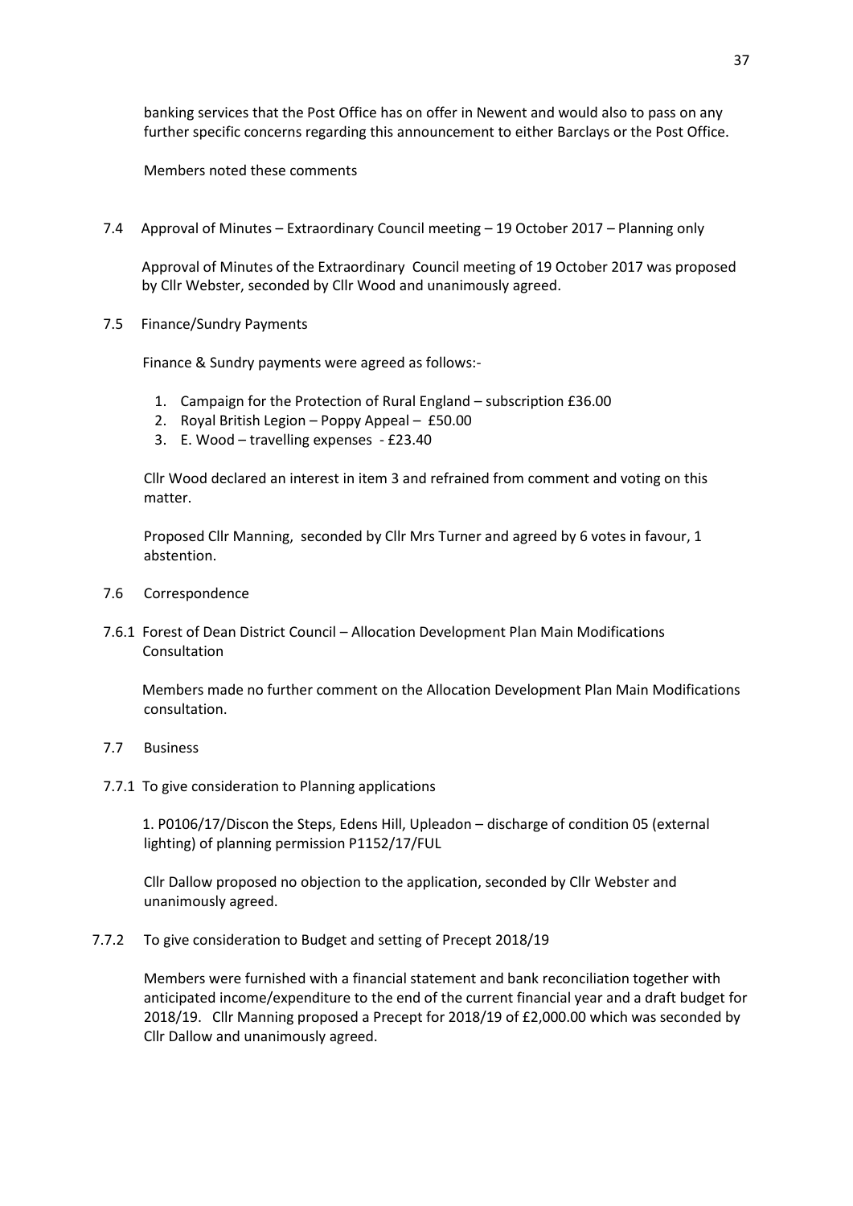banking services that the Post Office has on offer in Newent and would also to pass on any further specific concerns regarding this announcement to either Barclays or the Post Office.

Members noted these comments

7.4 Approval of Minutes – Extraordinary Council meeting – 19 October 2017 – Planning only

Approval of Minutes of the Extraordinary Council meeting of 19 October 2017 was proposed by Cllr Webster, seconded by Cllr Wood and unanimously agreed.

7.5 Finance/Sundry Payments

Finance & Sundry payments were agreed as follows:-

1. Campaign for the Protection of Rural England – subscription £36.00
2. Royal British Legion – Poppy Appeal – £50.00
3. E. Wood – travelling expenses - £23.40

Cllr Wood declared an interest in item 3 and refrained from comment and voting on this matter.

Proposed Cllr Manning, seconded by Cllr Mrs Turner and agreed by 6 votes in favour, 1 abstention.

7.6 Correspondence

7.6.1 Forest of Dean District Council – Allocation Development Plan Main Modifications Consultation

Members made no further comment on the Allocation Development Plan Main Modifications consultation.

7.7 Business

7.7.1 To give consideration to Planning applications

1. P0106/17/Discon the Steps, Edens Hill, Upleadon – discharge of condition 05 (external lighting) of planning permission P1152/17/FUL

Cllr Dallow proposed no objection to the application, seconded by Cllr Webster and unanimously agreed.

7.7.2 To give consideration to Budget and setting of Precept 2018/19

Members were furnished with a financial statement and bank reconciliation together with anticipated income/expenditure to the end of the current financial year and a draft budget for 2018/19. Cllr Manning proposed a Precept for 2018/19 of £2,000.00 which was seconded by Cllr Dallow and unanimously agreed.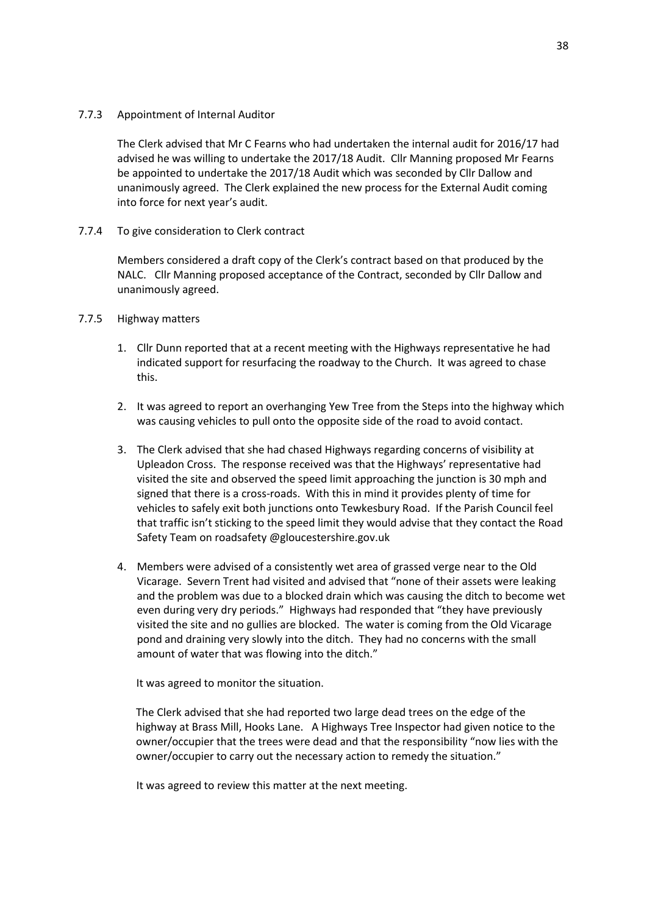7.7.3 Appointment of Internal Auditor

The Clerk advised that Mr C Fearns who had undertaken the internal audit for 2016/17 had advised he was willing to undertake the 2017/18 Audit. Cllr Manning proposed Mr Fearns be appointed to undertake the 2017/18 Audit which was seconded by Cllr Dallow and unanimously agreed. The Clerk explained the new process for the External Audit coming into force for next year's audit.

7.7.4 To give consideration to Clerk contract

Members considered a draft copy of the Clerk's contract based on that produced by the NALC. Cllr Manning proposed acceptance of the Contract, seconded by Cllr Dallow and unanimously agreed.

7.7.5 Highway matters

1. Cllr Dunn reported that at a recent meeting with the Highways representative he had indicated support for resurfacing the roadway to the Church. It was agreed to chase this.

2. It was agreed to report an overhanging Yew Tree from the Steps into the highway which was causing vehicles to pull onto the opposite side of the road to avoid contact.

3. The Clerk advised that she had chased Highways regarding concerns of visibility at Upleadon Cross. The response received was that the Highways' representative had visited the site and observed the speed limit approaching the junction is 30 mph and signed that there is a cross-roads. With this in mind it provides plenty of time for vehicles to safely exit both junctions onto Tewkesbury Road. If the Parish Council feel that traffic isn't sticking to the speed limit they would advise that they contact the Road Safety Team on roadsafety @gloucestershire.gov.uk

4. Members were advised of a consistently wet area of grassed verge near to the Old Vicarage. Severn Trent had visited and advised that "none of their assets were leaking and the problem was due to a blocked drain which was causing the ditch to become wet even during very dry periods." Highways had responded that "they have previously visited the site and no gullies are blocked. The water is coming from the Old Vicarage pond and draining very slowly into the ditch. They had no concerns with the small amount of water that was flowing into the ditch."

   It was agreed to monitor the situation.

   The Clerk advised that she had reported two large dead trees on the edge of the highway at Brass Mill, Hooks Lane. A Highways Tree Inspector had given notice to the owner/occupier that the trees were dead and that the responsibility "now lies with the owner/occupier to carry out the necessary action to remedy the situation."

   It was agreed to review this matter at the next meeting.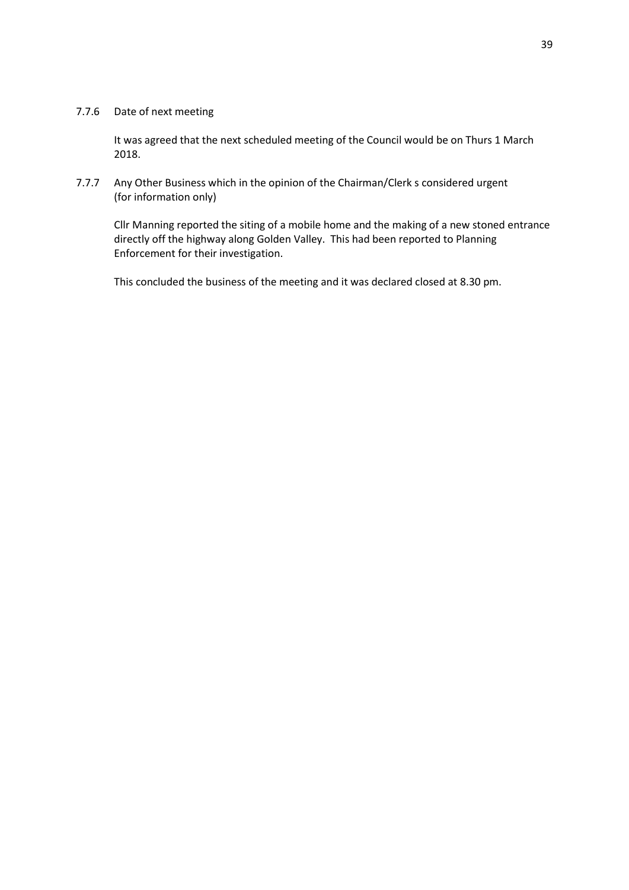7.7.6 Date of next meeting

It was agreed that the next scheduled meeting of the Council would be on Thurs 1 March 2018.

7.7.7 Any Other Business which in the opinion of the Chairman/Clerk s considered urgent (for information only)

Cllr Manning reported the siting of a mobile home and the making of a new stoned entrance directly off the highway along Golden Valley. This had been reported to Planning Enforcement for their investigation.

This concluded the business of the meeting and it was declared closed at 8.30 pm.